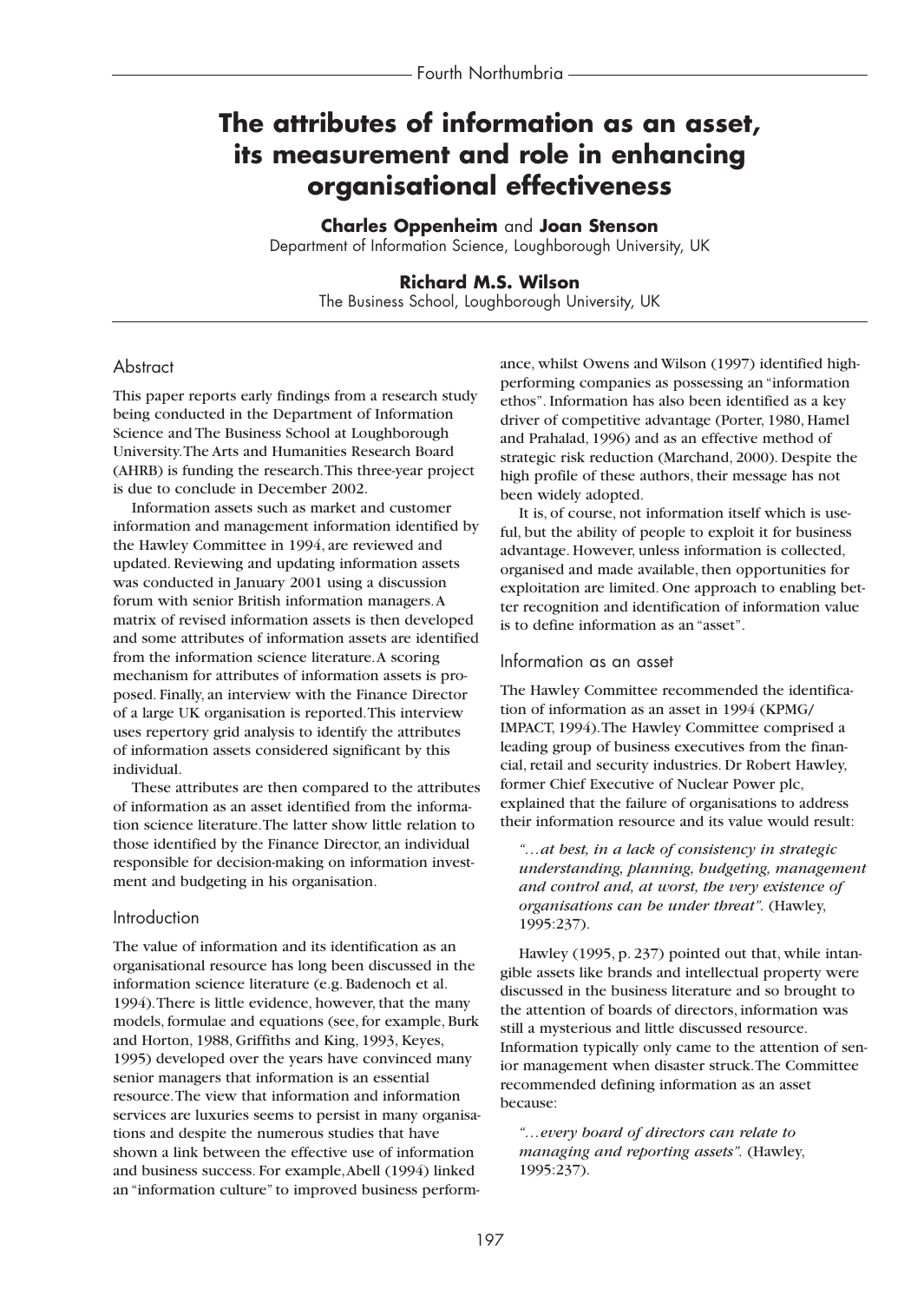# The attributes of information as an asset, its measurement and role in enhancing organisational effectiveness

**Charles Oppenheim** and **Joan Stenson**
Department of Information Science, Loughborough University, UK

**Richard M.S. Wilson**
The Business School, Loughborough University, UK

## Abstract

This paper reports early findings from a research study being conducted in the Department of Information Science and The Business School at Loughborough University. The Arts and Humanities Research Board (AHRB) is funding the research. This three-year project is due to conclude in December 2002.

Information assets such as market and customer information and management information identified by the Hawley Committee in 1994, are reviewed and updated. Reviewing and updating information assets was conducted in January 2001 using a discussion forum with senior British information managers. A matrix of revised information assets is then developed and some attributes of information assets are identified from the information science literature. A scoring mechanism for attributes of information assets is proposed. Finally, an interview with the Finance Director of a large UK organisation is reported. This interview uses repertory grid analysis to identify the attributes of information assets considered significant by this individual.

These attributes are then compared to the attributes of information as an asset identified from the information science literature. The latter show little relation to those identified by the Finance Director, an individual responsible for decision-making on information investment and budgeting in his organisation.

## Introduction

The value of information and its identification as an organisational resource has long been discussed in the information science literature (e.g. Badenoch et al. 1994). There is little evidence, however, that the many models, formulae and equations (see, for example, Burk and Horton, 1988, Griffiths and King, 1993, Keyes, 1995) developed over the years have convinced many senior managers that information is an essential resource. The view that information and information services are luxuries seems to persist in many organisations and despite the numerous studies that have shown a link between the effective use of information and business success. For example, Abell (1994) linked an "information culture" to improved business performance, whilst Owens and Wilson (1997) identified high-performing companies as possessing an "information ethos". Information has also been identified as a key driver of competitive advantage (Porter, 1980, Hamel and Prahalad, 1996) and as an effective method of strategic risk reduction (Marchand, 2000). Despite the high profile of these authors, their message has not been widely adopted.

It is, of course, not information itself which is useful, but the ability of people to exploit it for business advantage. However, unless information is collected, organised and made available, then opportunities for exploitation are limited. One approach to enabling better recognition and identification of information value is to define information as an "asset".

## Information as an asset

The Hawley Committee recommended the identification of information as an asset in 1994 (KPMG/IMPACT, 1994). The Hawley Committee comprised a leading group of business executives from the financial, retail and security industries. Dr Robert Hawley, former Chief Executive of Nuclear Power plc, explained that the failure of organisations to address their information resource and its value would result:

> *"…at best, in a lack of consistency in strategic understanding, planning, budgeting, management and control and, at worst, the very existence of organisations can be under threat".* (Hawley, 1995:237).

Hawley (1995, p. 237) pointed out that, while intangible assets like brands and intellectual property were discussed in the business literature and so brought to the attention of boards of directors, information was still a mysterious and little discussed resource. Information typically only came to the attention of senior management when disaster struck. The Committee recommended defining information as an asset because:

> *"…every board of directors can relate to managing and reporting assets".* (Hawley, 1995:237).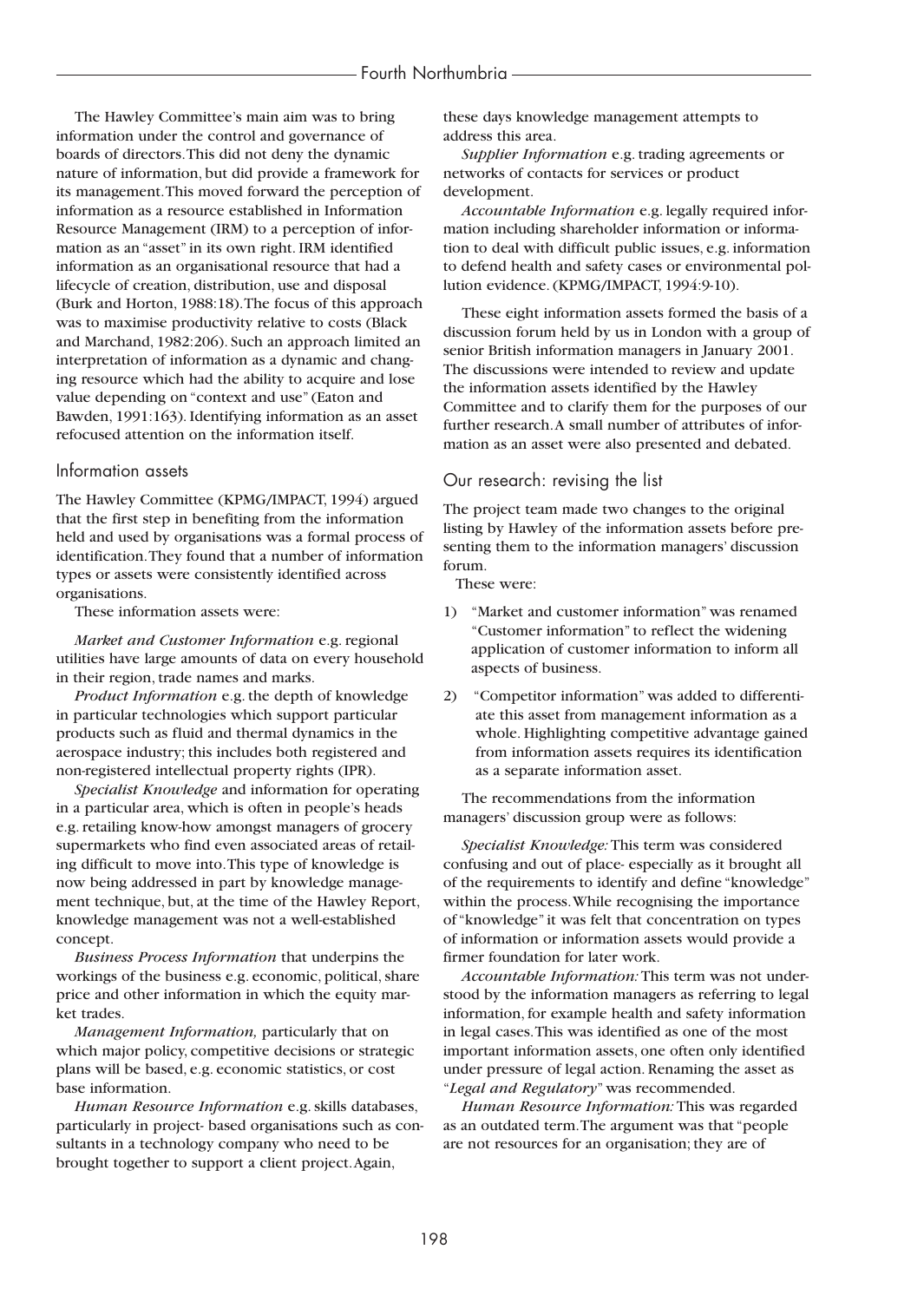The Hawley Committee's main aim was to bring information under the control and governance of boards of directors. This did not deny the dynamic nature of information, but did provide a framework for its management. This moved forward the perception of information as a resource established in Information Resource Management (IRM) to a perception of information as an "asset" in its own right. IRM identified information as an organisational resource that had a lifecycle of creation, distribution, use and disposal (Burk and Horton, 1988:18). The focus of this approach was to maximise productivity relative to costs (Black and Marchand, 1982:206). Such an approach limited an interpretation of information as a dynamic and changing resource which had the ability to acquire and lose value depending on "context and use" (Eaton and Bawden, 1991:163). Identifying information as an asset refocused attention on the information itself.

## Information assets

The Hawley Committee (KPMG/IMPACT, 1994) argued that the first step in benefiting from the information held and used by organisations was a formal process of identification. They found that a number of information types or assets were consistently identified across organisations.

These information assets were:

*Market and Customer Information* e.g. regional utilities have large amounts of data on every household in their region, trade names and marks.

*Product Information* e.g. the depth of knowledge in particular technologies which support particular products such as fluid and thermal dynamics in the aerospace industry; this includes both registered and non-registered intellectual property rights (IPR).

*Specialist Knowledge* and information for operating in a particular area, which is often in people's heads e.g. retailing know-how amongst managers of grocery supermarkets who find even associated areas of retailing difficult to move into. This type of knowledge is now being addressed in part by knowledge management technique, but, at the time of the Hawley Report, knowledge management was not a well-established concept.

*Business Process Information* that underpins the workings of the business e.g. economic, political, share price and other information in which the equity market trades.

*Management Information,* particularly that on which major policy, competitive decisions or strategic plans will be based, e.g. economic statistics, or cost base information.

*Human Resource Information* e.g. skills databases, particularly in project- based organisations such as consultants in a technology company who need to be brought together to support a client project. Again, these days knowledge management attempts to address this area.

*Supplier Information* e.g. trading agreements or networks of contacts for services or product development.

*Accountable Information* e.g. legally required information including shareholder information or information to deal with difficult public issues, e.g. information to defend health and safety cases or environmental pollution evidence. (KPMG/IMPACT, 1994:9-10).

These eight information assets formed the basis of a discussion forum held by us in London with a group of senior British information managers in January 2001. The discussions were intended to review and update the information assets identified by the Hawley Committee and to clarify them for the purposes of our further research. A small number of attributes of information as an asset were also presented and debated.

## Our research: revising the list

The project team made two changes to the original listing by Hawley of the information assets before presenting them to the information managers' discussion forum.

These were:

1) "Market and customer information" was renamed "Customer information" to reflect the widening application of customer information to inform all aspects of business.
2) "Competitor information" was added to differentiate this asset from management information as a whole. Highlighting competitive advantage gained from information assets requires its identification as a separate information asset.

The recommendations from the information managers' discussion group were as follows:

*Specialist Knowledge:* This term was considered confusing and out of place- especially as it brought all of the requirements to identify and define "knowledge" within the process. While recognising the importance of "knowledge" it was felt that concentration on types of information or information assets would provide a firmer foundation for later work.

*Accountable Information:* This term was not understood by the information managers as referring to legal information, for example health and safety information in legal cases. This was identified as one of the most important information assets, one often only identified under pressure of legal action. Renaming the asset as "*Legal and Regulatory*" was recommended.

*Human Resource Information:* This was regarded as an outdated term. The argument was that "people are not resources for an organisation; they are of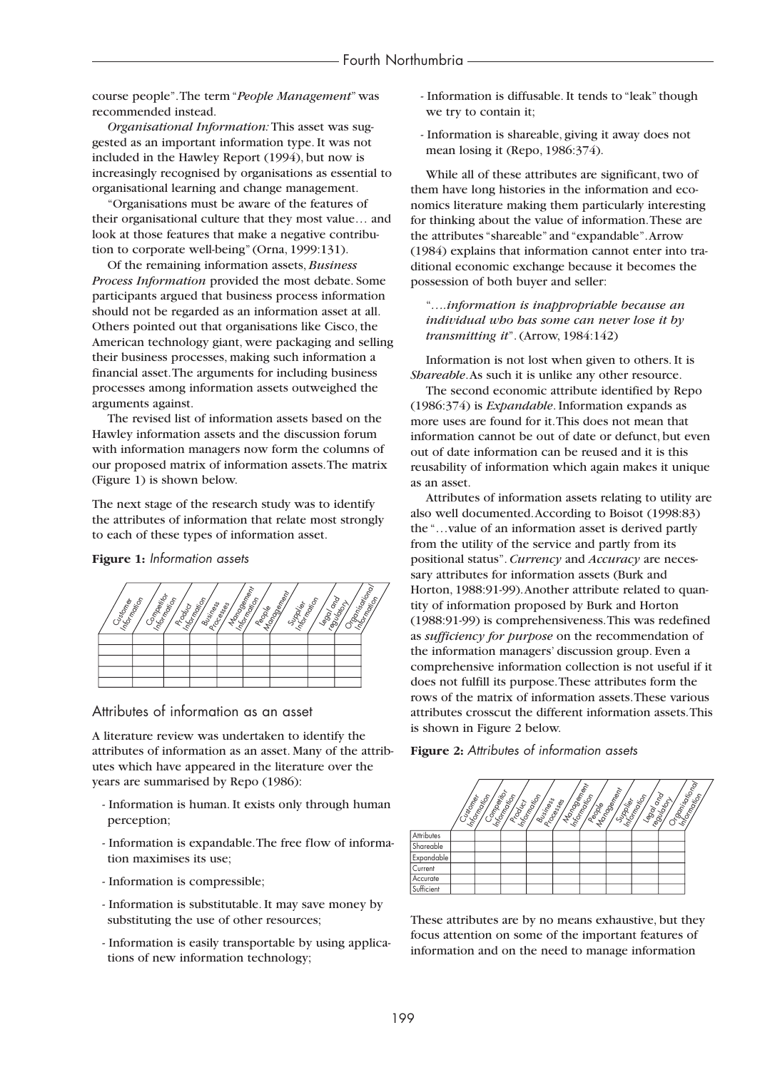course people". The term "*People Management*" was recommended instead.

*Organisational Information:* This asset was suggested as an important information type. It was not included in the Hawley Report (1994), but now is increasingly recognised by organisations as essential to organisational learning and change management.

"Organisations must be aware of the features of their organisational culture that they most value… and look at those features that make a negative contribution to corporate well-being" (Orna, 1999:131).

Of the remaining information assets, *Business Process Information* provided the most debate. Some participants argued that business process information should not be regarded as an information asset at all. Others pointed out that organisations like Cisco, the American technology giant, were packaging and selling their business processes, making such information a financial asset. The arguments for including business processes among information assets outweighed the arguments against.

The revised list of information assets based on the Hawley information assets and the discussion forum with information managers now form the columns of our proposed matrix of information assets. The matrix (Figure 1) is shown below.

The next stage of the research study was to identify the attributes of information that relate most strongly to each of these types of information asset.

**Figure 1:** *Information assets*

| Customer Information | Competitor Information | Product Information | Business Processes | Management Information | People Management | Supplier Information | Legal and regulatory | Organisational Information |
|---|---|---|---|---|---|---|---|---|
| | | | | | | | | |
| | | | | | | | | |
| | | | | | | | | |
| | | | | | | | | |
| | | | | | | | | |

## Attributes of information as an asset

A literature review was undertaken to identify the attributes of information as an asset. Many of the attributes which have appeared in the literature over the years are summarised by Repo (1986):

- Information is human. It exists only through human perception;
- Information is expandable. The free flow of information maximises its use;
- Information is compressible;
- Information is substitutable. It may save money by substituting the use of other resources;
- Information is easily transportable by using applications of new information technology;
- Information is diffusable. It tends to "leak" though we try to contain it;
- Information is shareable, giving it away does not mean losing it (Repo, 1986:374).

While all of these attributes are significant, two of them have long histories in the information and economics literature making them particularly interesting for thinking about the value of information. These are the attributes "shareable" and "expandable". Arrow (1984) explains that information cannot enter into traditional economic exchange because it becomes the possession of both buyer and seller:

> "….*information is inappropriable because an individual who has some can never lose it by transmitting it*". (Arrow, 1984:142)

Information is not lost when given to others. It is *Shareable*. As such it is unlike any other resource.

The second economic attribute identified by Repo (1986:374) is *Expandable*. Information expands as more uses are found for it. This does not mean that information cannot be out of date or defunct, but even out of date information can be reused and it is this reusability of information which again makes it unique as an asset.

Attributes of information assets relating to utility are also well documented. According to Boisot (1998:83) the "…value of an information asset is derived partly from the utility of the service and partly from its positional status". *Currency* and *Accuracy* are necessary attributes for information assets (Burk and Horton, 1988:91-99). Another attribute related to quantity of information proposed by Burk and Horton (1988:91-99) is comprehensiveness. This was redefined as *sufficiency for purpose* on the recommendation of the information managers' discussion group. Even a comprehensive information collection is not useful if it does not fulfill its purpose. These attributes form the rows of the matrix of information assets. These various attributes crosscut the different information assets. This is shown in Figure 2 below.

**Figure 2:** *Attributes of information assets*

| Attributes | Customer Information | Competitor Information | Product Information | Business Processes | Management Information | People Management | Supplier Information | Legal and regulatory | Organisational Information |
|---|---|---|---|---|---|---|---|---|---|
| Shareable | | | | | | | | | |
| Expandable | | | | | | | | | |
| Current | | | | | | | | | |
| Accurate | | | | | | | | | |
| Sufficient | | | | | | | | | |

These attributes are by no means exhaustive, but they focus attention on some of the important features of information and on the need to manage information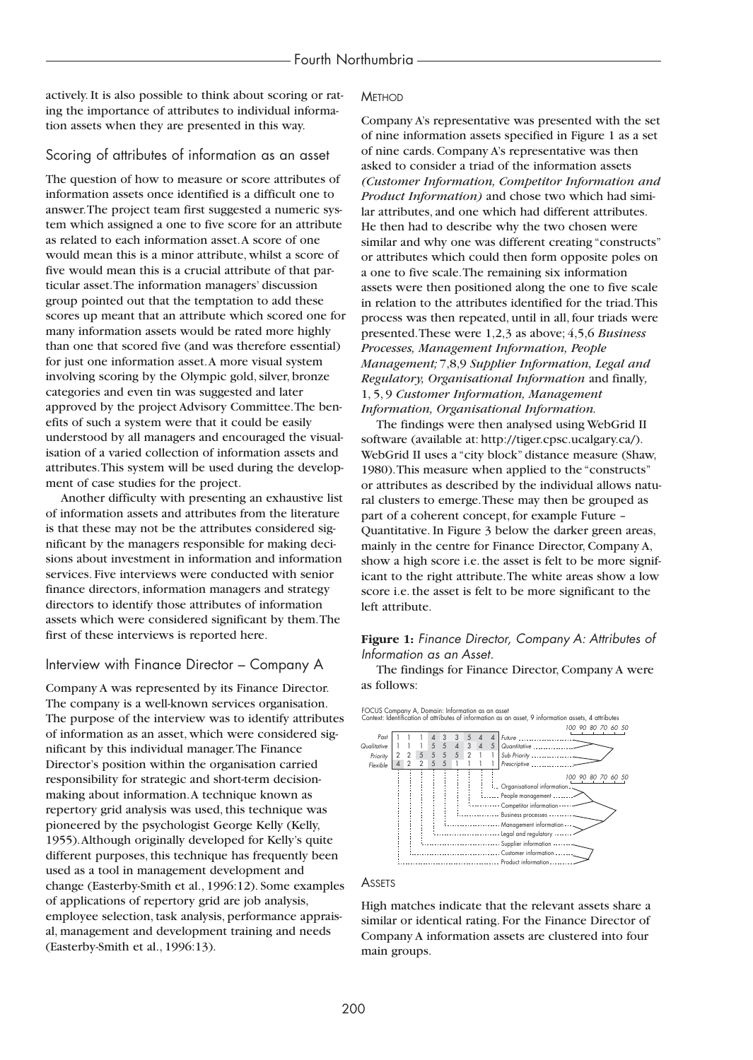actively. It is also possible to think about scoring or rating the importance of attributes to individual information assets when they are presented in this way.

## Scoring of attributes of information as an asset

The question of how to measure or score attributes of information assets once identified is a difficult one to answer. The project team first suggested a numeric system which assigned a one to five score for an attribute as related to each information asset. A score of one would mean this is a minor attribute, whilst a score of five would mean this is a crucial attribute of that particular asset. The information managers' discussion group pointed out that the temptation to add these scores up meant that an attribute which scored one for many information assets would be rated more highly than one that scored five (and was therefore essential) for just one information asset. A more visual system involving scoring by the Olympic gold, silver, bronze categories and even tin was suggested and later approved by the project Advisory Committee. The benefits of such a system were that it could be easily understood by all managers and encouraged the visualisation of a varied collection of information assets and attributes. This system will be used during the development of case studies for the project.

Another difficulty with presenting an exhaustive list of information assets and attributes from the literature is that these may not be the attributes considered significant by the managers responsible for making decisions about investment in information and information services. Five interviews were conducted with senior finance directors, information managers and strategy directors to identify those attributes of information assets which were considered significant by them. The first of these interviews is reported here.

## Interview with Finance Director – Company A

Company A was represented by its Finance Director. The company is a well-known services organisation. The purpose of the interview was to identify attributes of information as an asset, which were considered significant by this individual manager. The Finance Director's position within the organisation carried responsibility for strategic and short-term decision-making about information. A technique known as repertory grid analysis was used, this technique was pioneered by the psychologist George Kelly (Kelly, 1955). Although originally developed for Kelly's quite different purposes, this technique has frequently been used as a tool in management development and change (Easterby-Smith et al., 1996:12). Some examples of applications of repertory grid are job analysis, employee selection, task analysis, performance appraisal, management and development training and needs (Easterby-Smith et al., 1996:13).

### Method

Company A's representative was presented with the set of nine information assets specified in Figure 1 as a set of nine cards. Company A's representative was then asked to consider a triad of the information assets *(Customer Information, Competitor Information and Product Information)* and chose two which had similar attributes, and one which had different attributes. He then had to describe why the two chosen were similar and why one was different creating "constructs" or attributes which could then form opposite poles on a one to five scale. The remaining six information assets were then positioned along the one to five scale in relation to the attributes identified for the triad. This process was then repeated, until in all, four triads were presented. These were 1,2,3 as above; 4,5,6 *Business Processes, Management Information, People Management;* 7,8,9 *Supplier Information, Legal and Regulatory, Organisational Information* and finally, 1, 5, 9 *Customer Information, Management Information, Organisational Information.*

The findings were then analysed using WebGrid II software (available at: http://tiger.cpsc.ucalgary.ca/). WebGrid II uses a "city block" distance measure (Shaw, 1980). This measure when applied to the "constructs" or attributes as described by the individual allows natural clusters to emerge. These may then be grouped as part of a coherent concept, for example Future – Quantitative. In Figure 3 below the darker green areas, mainly in the centre for Finance Director, Company A, show a high score i.e. the asset is felt to be more significant to the right attribute. The white areas show a low score i.e. the asset is felt to be more significant to the left attribute.

**Figure 1:** *Finance Director, Company A: Attributes of Information as an Asset.*

The findings for Finance Director, Company A were as follows:

FOCUS Company A, Domain: Information as an asset
Context: Identification of attributes of information as an asset, 9 information assets, 4 attributes

| Left pole | | | | | | | | | | Right pole |
|---|---|---|---|---|---|---|---|---|---|---|
| Past | 1 | 1 | 1 | 4 | 3 | 3 | 5 | 4 | 4 | Future |
| Qualitative | 1 | 1 | 1 | 5 | 5 | 4 | 3 | 4 | 5 | Quantitative |
| Priority | 2 | 2 | 5 | 5 | 5 | 5 | 2 | 1 | 1 | Sub Priority |
| Flexible | 4 | 2 | 2 | 5 | 5 | 1 | 1 | 1 | 1 | Prescriptive |

Assets (in order of the tree): Organisational information, People management, Competitor information, Business processes, Management information, Legal and regulatory, Supplier information, Customer information, Product information

### Assets

High matches indicate that the relevant assets share a similar or identical rating. For the Finance Director of Company A information assets are clustered into four main groups.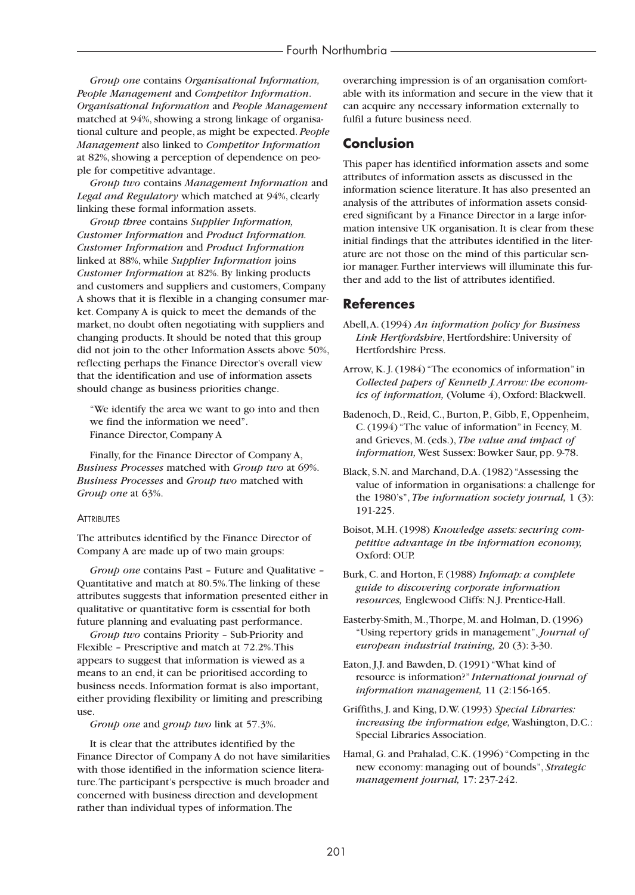*Group one* contains *Organisational Information, People Management* and *Competitor Information*. *Organisational Information* and *People Management* matched at 94%, showing a strong linkage of organisational culture and people, as might be expected. *People Management* also linked to *Competitor Information* at 82%, showing a perception of dependence on people for competitive advantage.

*Group two* contains *Management Information* and *Legal and Regulatory* which matched at 94%, clearly linking these formal information assets.

*Group three* contains *Supplier Information, Customer Information* and *Product Information. Customer Information* and *Product Information* linked at 88%, while *Supplier Information* joins *Customer Information* at 82%. By linking products and customers and suppliers and customers, Company A shows that it is flexible in a changing consumer market. Company A is quick to meet the demands of the market, no doubt often negotiating with suppliers and changing products. It should be noted that this group did not join to the other Information Assets above 50%, reflecting perhaps the Finance Director's overall view that the identification and use of information assets should change as business priorities change.

> "We identify the area we want to go into and then we find the information we need".
> Finance Director, Company A

Finally, for the Finance Director of Company A, *Business Processes* matched with *Group two* at 69%. *Business Processes* and *Group two* matched with *Group one* at 63%.

#### Attributes

The attributes identified by the Finance Director of Company A are made up of two main groups:

*Group one* contains Past – Future and Qualitative – Quantitative and match at 80.5%. The linking of these attributes suggests that information presented either in qualitative or quantitative form is essential for both future planning and evaluating past performance.

*Group two* contains Priority – Sub-Priority and Flexible – Prescriptive and match at 72.2%. This appears to suggest that information is viewed as a means to an end, it can be prioritised according to business needs. Information format is also important, either providing flexibility or limiting and prescribing use.

*Group one* and *group two* link at 57.3%.

It is clear that the attributes identified by the Finance Director of Company A do not have similarities with those identified in the information science literature. The participant's perspective is much broader and concerned with business direction and development rather than individual types of information. The overarching impression is of an organisation comfortable with its information and secure in the view that it can acquire any necessary information externally to fulfil a future business need.

## Conclusion

This paper has identified information assets and some attributes of information assets as discussed in the information science literature. It has also presented an analysis of the attributes of information assets considered significant by a Finance Director in a large information intensive UK organisation. It is clear from these initial findings that the attributes identified in the literature are not those on the mind of this particular senior manager. Further interviews will illuminate this further and add to the list of attributes identified.

## References

Abell, A. (1994) *An information policy for Business Link Hertfordshire*, Hertfordshire: University of Hertfordshire Press.

Arrow, K. J. (1984) "The economics of information" in *Collected papers of Kenneth J. Arrow: the economics of information,* (Volume 4), Oxford: Blackwell.

Badenoch, D., Reid, C., Burton, P., Gibb, F., Oppenheim, C. (1994) "The value of information" in Feeney, M. and Grieves, M. (eds.), *The value and impact of information,* West Sussex: Bowker Saur, pp. 9-78.

Black, S.N. and Marchand, D.A. (1982) "Assessing the value of information in organisations: a challenge for the 1980's", *The information society journal,* 1 (3): 191-225.

Boisot, M.H. (1998) *Knowledge assets: securing competitive advantage in the information economy,* Oxford: OUP.

Burk, C. and Horton, F. (1988) *Infomap: a complete guide to discovering corporate information resources,* Englewood Cliffs: N.J. Prentice-Hall.

Easterby-Smith, M., Thorpe, M. and Holman, D. (1996) "Using repertory grids in management", *Journal of european industrial training,* 20 (3): 3-30.

Eaton, J.J. and Bawden, D. (1991) "What kind of resource is information?" *International journal of information management,* 11 (2:156-165.

Griffiths, J. and King, D.W. (1993) *Special Libraries: increasing the information edge,* Washington, D.C.: Special Libraries Association.

Hamal, G. and Prahalad, C.K. (1996) "Competing in the new economy: managing out of bounds", *Strategic management journal,* 17: 237-242.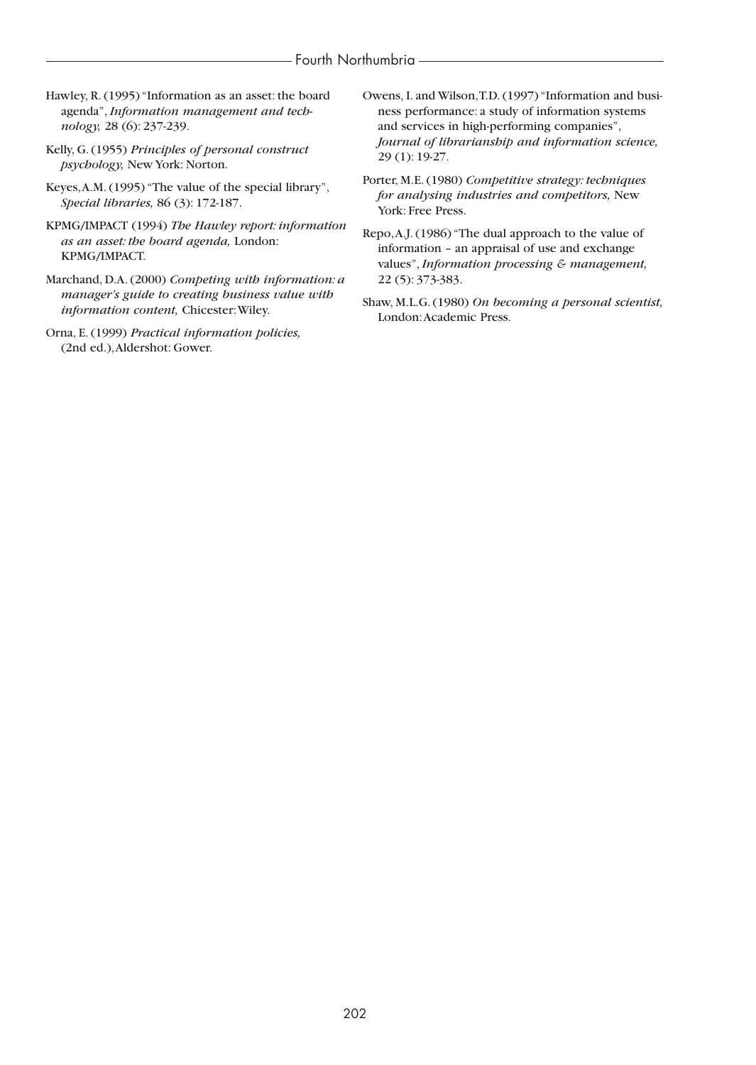Hawley, R. (1995) "Information as an asset: the board agenda", *Information management and technology,* 28 (6): 237-239.

Kelly, G. (1955) *Principles of personal construct psychology,* New York: Norton.

Keyes, A.M. (1995) "The value of the special library", *Special libraries,* 86 (3): 172-187.

KPMG/IMPACT (1994) *The Hawley report: information as an asset: the board agenda,* London: KPMG/IMPACT.

Marchand, D.A. (2000) *Competing with information: a manager's guide to creating business value with information content,* Chicester: Wiley.

Orna, E. (1999) *Practical information policies,* (2nd ed.), Aldershot: Gower.

Owens, I. and Wilson, T.D. (1997) "Information and business performance: a study of information systems and services in high-performing companies", *Journal of librarianship and information science,* 29 (1): 19-27.

Porter, M.E. (1980) *Competitive strategy: techniques for analysing industries and competitors,* New York: Free Press.

Repo, A.J. (1986) "The dual approach to the value of information – an appraisal of use and exchange values", *Information processing & management,* 22 (5): 373-383.

Shaw, M.L.G. (1980) *On becoming a personal scientist,* London: Academic Press.